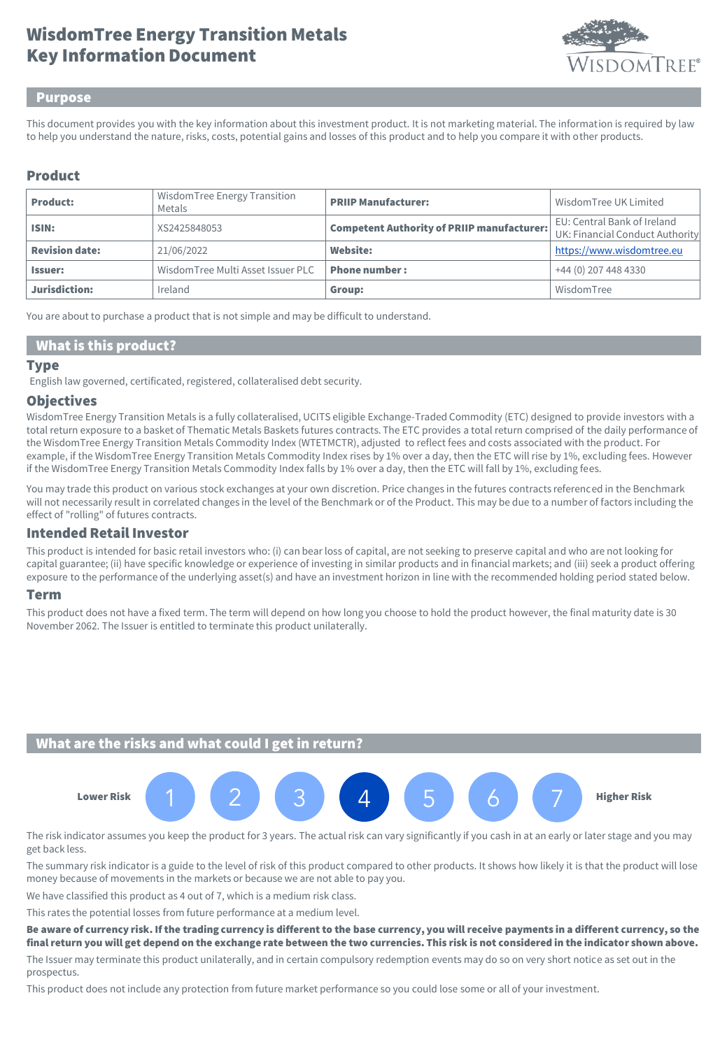# WisdomTree Energy Transition Metals
# Key Information Document

## Purpose

This document provides you with the key information about this investment product. It is not marketing material. The information is required by law to help you understand the nature, risks, costs, potential gains and losses of this product and to help you compare it with other products.

## Product

| **Product:** | WisdomTree Energy Transition Metals | **PRIIP Manufacturer:** | WisdomTree UK Limited |
|---|---|---|---|
| **ISIN:** | XS2425848053 | **Competent Authority of PRIIP manufacturer:** | EU: Central Bank of Ireland<br>UK: Financial Conduct Authority |
| **Revision date:** | 21/06/2022 | **Website:** | https://www.wisdomtree.eu |
| **Issuer:** | WisdomTree Multi Asset Issuer PLC | **Phone number :** | +44 (0) 207 448 4330 |
| **Jurisdiction:** | Ireland | **Group:** | WisdomTree |

You are about to purchase a product that is not simple and may be difficult to understand.

## What is this product?

### Type

English law governed, certificated, registered, collateralised debt security.

### Objectives

WisdomTree Energy Transition Metals is a fully collateralised, UCITS eligible Exchange-Traded Commodity (ETC) designed to provide investors with a total return exposure to a basket of Thematic Metals Baskets futures contracts. The ETC provides a total return comprised of the daily performance of the WisdomTree Energy Transition Metals Commodity Index (WTETMCTR), adjusted to reflect fees and costs associated with the product. For example, if the WisdomTree Energy Transition Metals Commodity Index rises by 1% over a day, then the ETC will rise by 1%, excluding fees. However if the WisdomTree Energy Transition Metals Commodity Index falls by 1% over a day, then the ETC will fall by 1%, excluding fees.

You may trade this product on various stock exchanges at your own discretion. Price changes in the futures contracts referenced in the Benchmark will not necessarily result in correlated changes in the level of the Benchmark or of the Product. This may be due to a number of factors including the effect of "rolling" of futures contracts.

### Intended Retail Investor

This product is intended for basic retail investors who: (i) can bear loss of capital, are not seeking to preserve capital and who are not looking for capital guarantee; (ii) have specific knowledge or experience of investing in similar products and in financial markets; and (iii) seek a product offering exposure to the performance of the underlying asset(s) and have an investment horizon in line with the recommended holding period stated below.

### Term

This product does not have a fixed term. The term will depend on how long you choose to hold the product however, the final maturity date is 30 November 2062. The Issuer is entitled to terminate this product unilaterally.

## What are the risks and what could I get in return?

**Lower Risk** 1 2 3 **4** 5 6 7 **Higher Risk**

The risk indicator assumes you keep the product for 3 years. The actual risk can vary significantly if you cash in at an early or later stage and you may get back less.

The summary risk indicator is a guide to the level of risk of this product compared to other products. It shows how likely it is that the product will lose money because of movements in the markets or because we are not able to pay you.

We have classified this product as 4 out of 7, which is a medium risk class.

This rates the potential losses from future performance at a medium level.

**Be aware of currency risk. If the trading currency is different to the base currency, you will receive payments in a different currency, so the final return you will get depend on the exchange rate between the two currencies. This risk is not considered in the indicator shown above.**

The Issuer may terminate this product unilaterally, and in certain compulsory redemption events may do so on very short notice as set out in the prospectus.

This product does not include any protection from future market performance so you could lose some or all of your investment.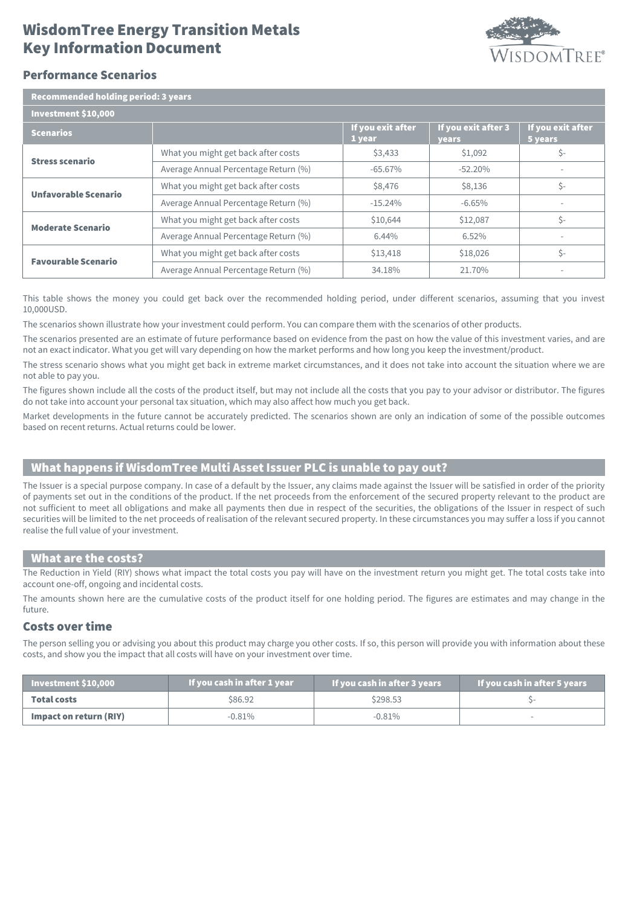# WisdomTree Energy Transition Metals Key Information Document

## Performance Scenarios

| Recommended holding period: 3 years | | | | |
|---|---|---|---|---|
| **Investment $10,000** | | | | |
| **Scenarios** | | **If you exit after 1 year** | **If you exit after 3 years** | **If you exit after 5 years** |
| **Stress scenario** | What you might get back after costs | $3,433 | $1,092 | $- |
| | Average Annual Percentage Return (%) | -65.67% | -52.20% | - |
| **Unfavorable Scenario** | What you might get back after costs | $8,476 | $8,136 | $- |
| | Average Annual Percentage Return (%) | -15.24% | -6.65% | - |
| **Moderate Scenario** | What you might get back after costs | $10,644 | $12,087 | $- |
| | Average Annual Percentage Return (%) | 6.44% | 6.52% | - |
| **Favourable Scenario** | What you might get back after costs | $13,418 | $18,026 | $- |
| | Average Annual Percentage Return (%) | 34.18% | 21.70% | - |

This table shows the money you could get back over the recommended holding period, under different scenarios, assuming that you invest 10,000USD.

The scenarios shown illustrate how your investment could perform. You can compare them with the scenarios of other products.

The scenarios presented are an estimate of future performance based on evidence from the past on how the value of this investment varies, and are not an exact indicator. What you get will vary depending on how the market performs and how long you keep the investment/product.

The stress scenario shows what you might get back in extreme market circumstances, and it does not take into account the situation where we are not able to pay you.

The figures shown include all the costs of the product itself, but may not include all the costs that you pay to your advisor or distributor. The figures do not take into account your personal tax situation, which may also affect how much you get back.

Market developments in the future cannot be accurately predicted. The scenarios shown are only an indication of some of the possible outcomes based on recent returns. Actual returns could be lower.

## What happens if WisdomTree Multi Asset Issuer PLC is unable to pay out?

The Issuer is a special purpose company. In case of a default by the Issuer, any claims made against the Issuer will be satisfied in order of the priority of payments set out in the conditions of the product. If the net proceeds from the enforcement of the secured property relevant to the product are not sufficient to meet all obligations and make all payments then due in respect of the securities, the obligations of the Issuer in respect of such securities will be limited to the net proceeds of realisation of the relevant secured property. In these circumstances you may suffer a loss if you cannot realise the full value of your investment.

## What are the costs?

The Reduction in Yield (RIY) shows what impact the total costs you pay will have on the investment return you might get. The total costs take into account one-off, ongoing and incidental costs.

The amounts shown here are the cumulative costs of the product itself for one holding period. The figures are estimates and may change in the future.

### Costs over time

The person selling you or advising you about this product may charge you other costs. If so, this person will provide you with information about these costs, and show you the impact that all costs will have on your investment over time.

| Investment $10,000 | If you cash in after 1 year | If you cash in after 3 years | If you cash in after 5 years |
|---|---|---|---|
| **Total costs** | $86.92 | $298.53 | $- |
| **Impact on return (RIY)** | -0.81% | -0.81% | - |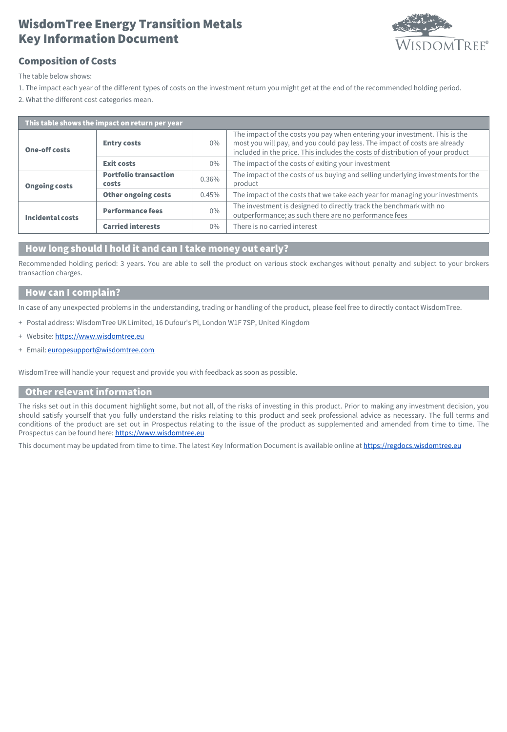# WisdomTree Energy Transition Metals Key Information Document

## Composition of Costs

The table below shows:

1. The impact each year of the different types of costs on the investment return you might get at the end of the recommended holding period.
2. What the different cost categories mean.

| This table shows the impact on return per year | | | |
|---|---|---|---|
| **One-off costs** | **Entry costs** | 0% | The impact of the costs you pay when entering your investment. This is the most you will pay, and you could pay less. The impact of costs are already included in the price. This includes the costs of distribution of your product |
| | **Exit costs** | 0% | The impact of the costs of exiting your investment |
| **Ongoing costs** | **Portfolio transaction costs** | 0.36% | The impact of the costs of us buying and selling underlying investments for the product |
| | **Other ongoing costs** | 0.45% | The impact of the costs that we take each year for managing your investments |
| **Incidental costs** | **Performance fees** | 0% | The investment is designed to directly track the benchmark with no outperformance; as such there are no performance fees |
| | **Carried interests** | 0% | There is no carried interest |

## How long should I hold it and can I take money out early?

Recommended holding period: 3 years. You are able to sell the product on various stock exchanges without penalty and subject to your brokers transaction charges.

## How can I complain?

In case of any unexpected problems in the understanding, trading or handling of the product, please feel free to directly contact WisdomTree.

+ Postal address: WisdomTree UK Limited, 16 Dufour's Pl, London W1F 7SP, United Kingdom
+ Website: https://www.wisdomtree.eu
+ Email: europesupport@wisdomtree.com

WisdomTree will handle your request and provide you with feedback as soon as possible.

## Other relevant information

The risks set out in this document highlight some, but not all, of the risks of investing in this product. Prior to making any investment decision, you should satisfy yourself that you fully understand the risks relating to this product and seek professional advice as necessary. The full terms and conditions of the product are set out in Prospectus relating to the issue of the product as supplemented and amended from time to time. The Prospectus can be found here: https://www.wisdomtree.eu

This document may be updated from time to time. The latest Key Information Document is available online at https://regdocs.wisdomtree.eu